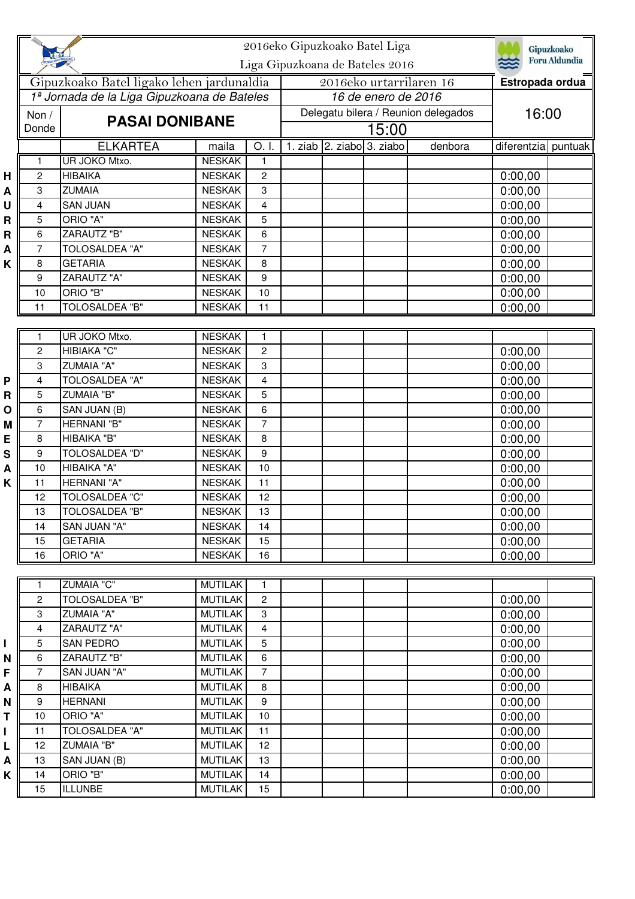# 2016eko Gipuzkoako Batel Liga

## Liga Gipuzkoana de Bateles 2016

Gipuzkoako Foru Aldundia

| Gipuzkoako Batel ligako lehen jardunaldia | 2016eko urtarrilaren 16 | Estropada ordua |
|---|---|---|
| *1ª Jornada de la Liga Gipuzkoana de Bateles* | *16 de enero de 2016* | |
| Non / Donde: **PASAI DONIBANE** | Delegatu bilera / Reunion delegados: 15:00 | 16:00 |

### HAURRAK

| | ELKARTEA | maila | O. I. | 1. ziab | 2. ziabo | 3. ziabo | denbora | diferentzia | puntuak |
|---|---|---|---|---|---|---|---|---|---|
| 1 | UR JOKO Mtxo. | NESKAK | 1 | | | | | | |
| 2 | HIBAIKA | NESKAK | 2 | | | | | 0:00,00 | |
| 3 | ZUMAIA | NESKAK | 3 | | | | | 0:00,00 | |
| 4 | SAN JUAN | NESKAK | 4 | | | | | 0:00,00 | |
| 5 | ORIO "A" | NESKAK | 5 | | | | | 0:00,00 | |
| 6 | ZARAUTZ "B" | NESKAK | 6 | | | | | 0:00,00 | |
| 7 | TOLOSALDEA "A" | NESKAK | 7 | | | | | 0:00,00 | |
| 8 | GETARIA | NESKAK | 8 | | | | | 0:00,00 | |
| 9 | ZARAUTZ "A" | NESKAK | 9 | | | | | 0:00,00 | |
| 10 | ORIO "B" | NESKAK | 10 | | | | | 0:00,00 | |
| 11 | TOLOSALDEA "B" | NESKAK | 11 | | | | | 0:00,00 | |

### PROMESAK

| | ELKARTEA | maila | O. I. | 1. ziab | 2. ziabo | 3. ziabo | denbora | diferentzia | puntuak |
|---|---|---|---|---|---|---|---|---|---|
| 1 | UR JOKO Mtxo. | NESKAK | 1 | | | | | | |
| 2 | HIBIAKA "C" | NESKAK | 2 | | | | | 0:00,00 | |
| 3 | ZUMAIA "A" | NESKAK | 3 | | | | | 0:00,00 | |
| 4 | TOLOSALDEA "A" | NESKAK | 4 | | | | | 0:00,00 | |
| 5 | ZUMAIA "B" | NESKAK | 5 | | | | | 0:00,00 | |
| 6 | SAN JUAN (B) | NESKAK | 6 | | | | | 0:00,00 | |
| 7 | HERNANI "B" | NESKAK | 7 | | | | | 0:00,00 | |
| 8 | HIBAIKA "B" | NESKAK | 8 | | | | | 0:00,00 | |
| 9 | TOLOSALDEA "D" | NESKAK | 9 | | | | | 0:00,00 | |
| 10 | HIBAIKA "A" | NESKAK | 10 | | | | | 0:00,00 | |
| 11 | HERNANI "A" | NESKAK | 11 | | | | | 0:00,00 | |
| 12 | TOLOSALDEA "C" | NESKAK | 12 | | | | | 0:00,00 | |
| 13 | TOLOSALDEA "B" | NESKAK | 13 | | | | | 0:00,00 | |
| 14 | SAN JUAN "A" | NESKAK | 14 | | | | | 0:00,00 | |
| 15 | GETARIA | NESKAK | 15 | | | | | 0:00,00 | |
| 16 | ORIO "A" | NESKAK | 16 | | | | | 0:00,00 | |

### INFANTILAK

| | ELKARTEA | maila | O. I. | 1. ziab | 2. ziabo | 3. ziabo | denbora | diferentzia | puntuak |
|---|---|---|---|---|---|---|---|---|---|
| 1 | ZUMAIA "C" | MUTILAK | 1 | | | | | | |
| 2 | TOLOSALDEA "B" | MUTILAK | 2 | | | | | 0:00,00 | |
| 3 | ZUMAIA "A" | MUTILAK | 3 | | | | | 0:00,00 | |
| 4 | ZARAUTZ "A" | MUTILAK | 4 | | | | | 0:00,00 | |
| 5 | SAN PEDRO | MUTILAK | 5 | | | | | 0:00,00 | |
| 6 | ZARAUTZ "B" | MUTILAK | 6 | | | | | 0:00,00 | |
| 7 | SAN JUAN "A" | MUTILAK | 7 | | | | | 0:00,00 | |
| 8 | HIBAIKA | MUTILAK | 8 | | | | | 0:00,00 | |
| 9 | HERNANI | MUTILAK | 9 | | | | | 0:00,00 | |
| 10 | ORIO "A" | MUTILAK | 10 | | | | | 0:00,00 | |
| 11 | TOLOSALDEA "A" | MUTILAK | 11 | | | | | 0:00,00 | |
| 12 | ZUMAIA "B" | MUTILAK | 12 | | | | | 0:00,00 | |
| 13 | SAN JUAN (B) | MUTILAK | 13 | | | | | 0:00,00 | |
| 14 | ORIO "B" | MUTILAK | 14 | | | | | 0:00,00 | |
| 15 | ILLUNBE | MUTILAK | 15 | | | | | 0:00,00 | |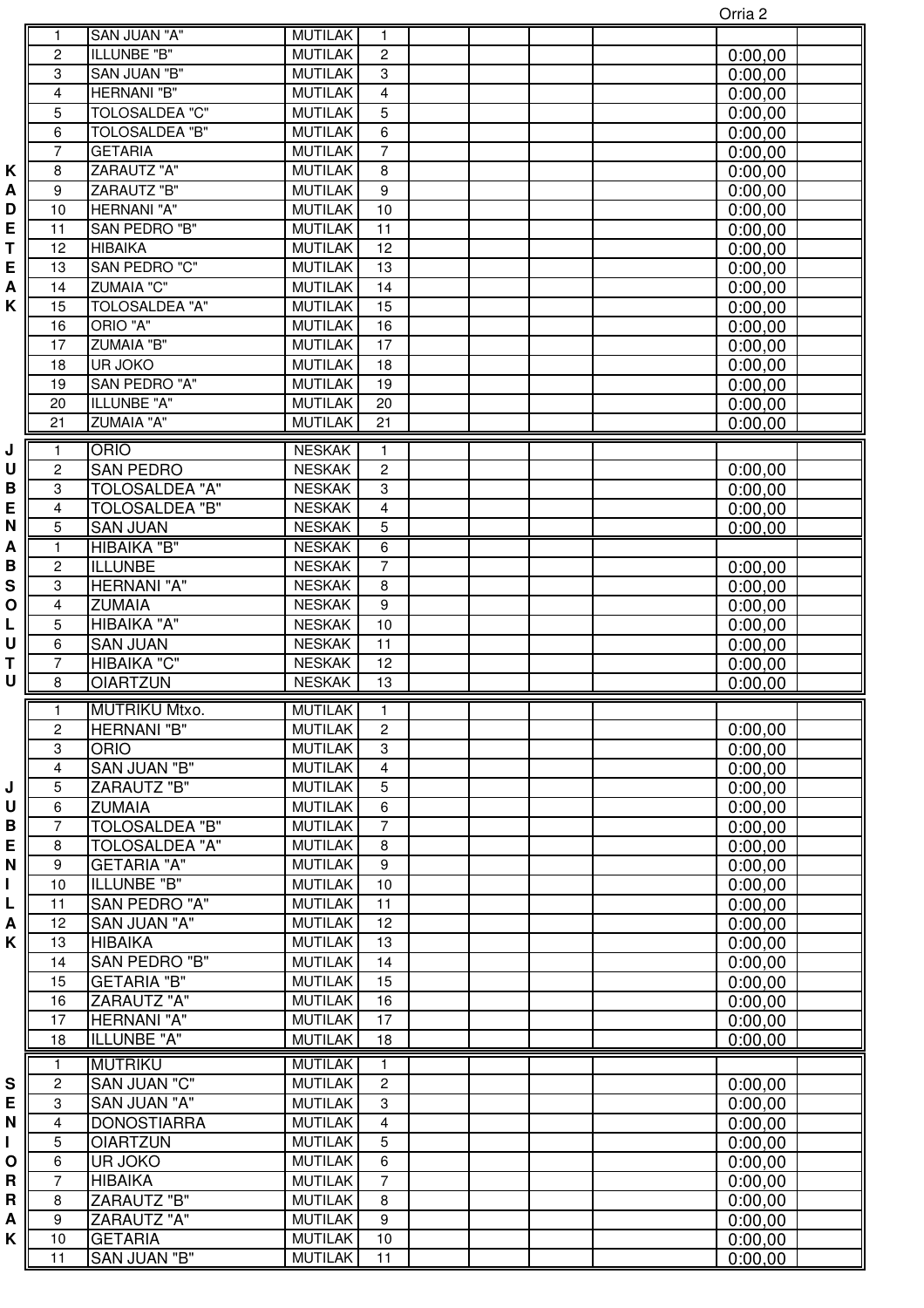Orria 2

| | | | | | | | | | | |
|---|---|---|---|---|---|---|---|---|---|---|
| KADETEAK | 1 | SAN JUAN "A" | MUTILAK | 1 | | | | | | |
| | 2 | ILLUNBE "B" | MUTILAK | 2 | | | | | 0:00,00 | |
| | 3 | SAN JUAN "B" | MUTILAK | 3 | | | | | 0:00,00 | |
| | 4 | HERNANI "B" | MUTILAK | 4 | | | | | 0:00,00 | |
| | 5 | TOLOSALDEA "C" | MUTILAK | 5 | | | | | 0:00,00 | |
| | 6 | TOLOSALDEA "B" | MUTILAK | 6 | | | | | 0:00,00 | |
| | 7 | GETARIA | MUTILAK | 7 | | | | | 0:00,00 | |
| | 8 | ZARAUTZ "A" | MUTILAK | 8 | | | | | 0:00,00 | |
| | 9 | ZARAUTZ "B" | MUTILAK | 9 | | | | | 0:00,00 | |
| | 10 | HERNANI "A" | MUTILAK | 10 | | | | | 0:00,00 | |
| | 11 | SAN PEDRO "B" | MUTILAK | 11 | | | | | 0:00,00 | |
| | 12 | HIBAIKA | MUTILAK | 12 | | | | | 0:00,00 | |
| | 13 | SAN PEDRO "C" | MUTILAK | 13 | | | | | 0:00,00 | |
| | 14 | ZUMAIA "C" | MUTILAK | 14 | | | | | 0:00,00 | |
| | 15 | TOLOSALDEA "A" | MUTILAK | 15 | | | | | 0:00,00 | |
| | 16 | ORIO "A" | MUTILAK | 16 | | | | | 0:00,00 | |
| | 17 | ZUMAIA "B" | MUTILAK | 17 | | | | | 0:00,00 | |
| | 18 | UR JOKO | MUTILAK | 18 | | | | | 0:00,00 | |
| | 19 | SAN PEDRO "A" | MUTILAK | 19 | | | | | 0:00,00 | |
| | 20 | ILLUNBE "A" | MUTILAK | 20 | | | | | 0:00,00 | |
| | 21 | ZUMAIA "A" | MUTILAK | 21 | | | | | 0:00,00 | |
| JUBENA | 1 | ORIO | NESKAK | 1 | | | | | | |
| | 2 | SAN PEDRO | NESKAK | 2 | | | | | 0:00,00 | |
| | 3 | TOLOSALDEA "A" | NESKAK | 3 | | | | | 0:00,00 | |
| | 4 | TOLOSALDEA "B" | NESKAK | 4 | | | | | 0:00,00 | |
| | 5 | SAN JUAN | NESKAK | 5 | | | | | 0:00,00 | |
| ABSOLUTU | 1 | HIBAIKA "B" | NESKAK | 6 | | | | | | |
| | 2 | ILLUNBE | NESKAK | 7 | | | | | 0:00,00 | |
| | 3 | HERNANI "A" | NESKAK | 8 | | | | | 0:00,00 | |
| | 4 | ZUMAIA | NESKAK | 9 | | | | | 0:00,00 | |
| | 5 | HIBAIKA "A" | NESKAK | 10 | | | | | 0:00,00 | |
| | 6 | SAN JUAN | NESKAK | 11 | | | | | 0:00,00 | |
| | 7 | HIBAIKA "C" | NESKAK | 12 | | | | | 0:00,00 | |
| | 8 | OIARTZUN | NESKAK | 13 | | | | | 0:00,00 | |
| JUBENILAK | 1 | MUTRIKU Mtxo. | MUTILAK | 1 | | | | | | |
| | 2 | HERNANI "B" | MUTILAK | 2 | | | | | 0:00,00 | |
| | 3 | ORIO | MUTILAK | 3 | | | | | 0:00,00 | |
| | 4 | SAN JUAN "B" | MUTILAK | 4 | | | | | 0:00,00 | |
| | 5 | ZARAUTZ "B" | MUTILAK | 5 | | | | | 0:00,00 | |
| | 6 | ZUMAIA | MUTILAK | 6 | | | | | 0:00,00 | |
| | 7 | TOLOSALDEA "B" | MUTILAK | 7 | | | | | 0:00,00 | |
| | 8 | TOLOSALDEA "A" | MUTILAK | 8 | | | | | 0:00,00 | |
| | 9 | GETARIA "A" | MUTILAK | 9 | | | | | 0:00,00 | |
| | 10 | ILLUNBE "B" | MUTILAK | 10 | | | | | 0:00,00 | |
| | 11 | SAN PEDRO "A" | MUTILAK | 11 | | | | | 0:00,00 | |
| | 12 | SAN JUAN "A" | MUTILAK | 12 | | | | | 0:00,00 | |
| | 13 | HIBAIKA | MUTILAK | 13 | | | | | 0:00,00 | |
| | 14 | SAN PEDRO "B" | MUTILAK | 14 | | | | | 0:00,00 | |
| | 15 | GETARIA "B" | MUTILAK | 15 | | | | | 0:00,00 | |
| | 16 | ZARAUTZ "A" | MUTILAK | 16 | | | | | 0:00,00 | |
| | 17 | HERNANI "A" | MUTILAK | 17 | | | | | 0:00,00 | |
| | 18 | ILLUNBE "A" | MUTILAK | 18 | | | | | 0:00,00 | |
| SENIORRAK | 1 | MUTRIKU | MUTILAK | 1 | | | | | | |
| | 2 | SAN JUAN "C" | MUTILAK | 2 | | | | | 0:00,00 | |
| | 3 | SAN JUAN "A" | MUTILAK | 3 | | | | | 0:00,00 | |
| | 4 | DONOSTIARRA | MUTILAK | 4 | | | | | 0:00,00 | |
| | 5 | OIARTZUN | MUTILAK | 5 | | | | | 0:00,00 | |
| | 6 | UR JOKO | MUTILAK | 6 | | | | | 0:00,00 | |
| | 7 | HIBAIKA | MUTILAK | 7 | | | | | 0:00,00 | |
| | 8 | ZARAUTZ "B" | MUTILAK | 8 | | | | | 0:00,00 | |
| | 9 | ZARAUTZ "A" | MUTILAK | 9 | | | | | 0:00,00 | |
| | 10 | GETARIA | MUTILAK | 10 | | | | | 0:00,00 | |
| | 11 | SAN JUAN "B" | MUTILAK | 11 | | | | | 0:00,00 | |